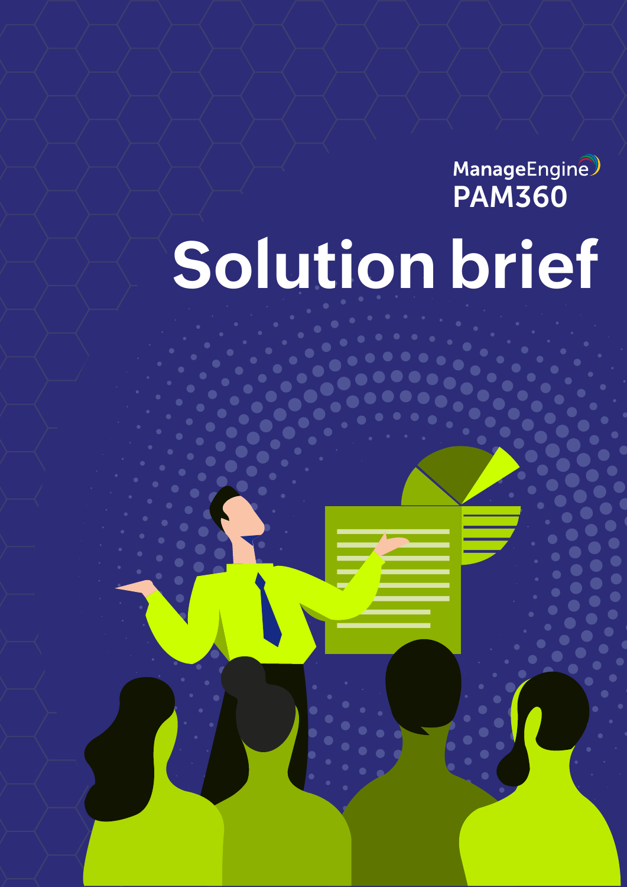ManageEngine
PAM360

# Solution brief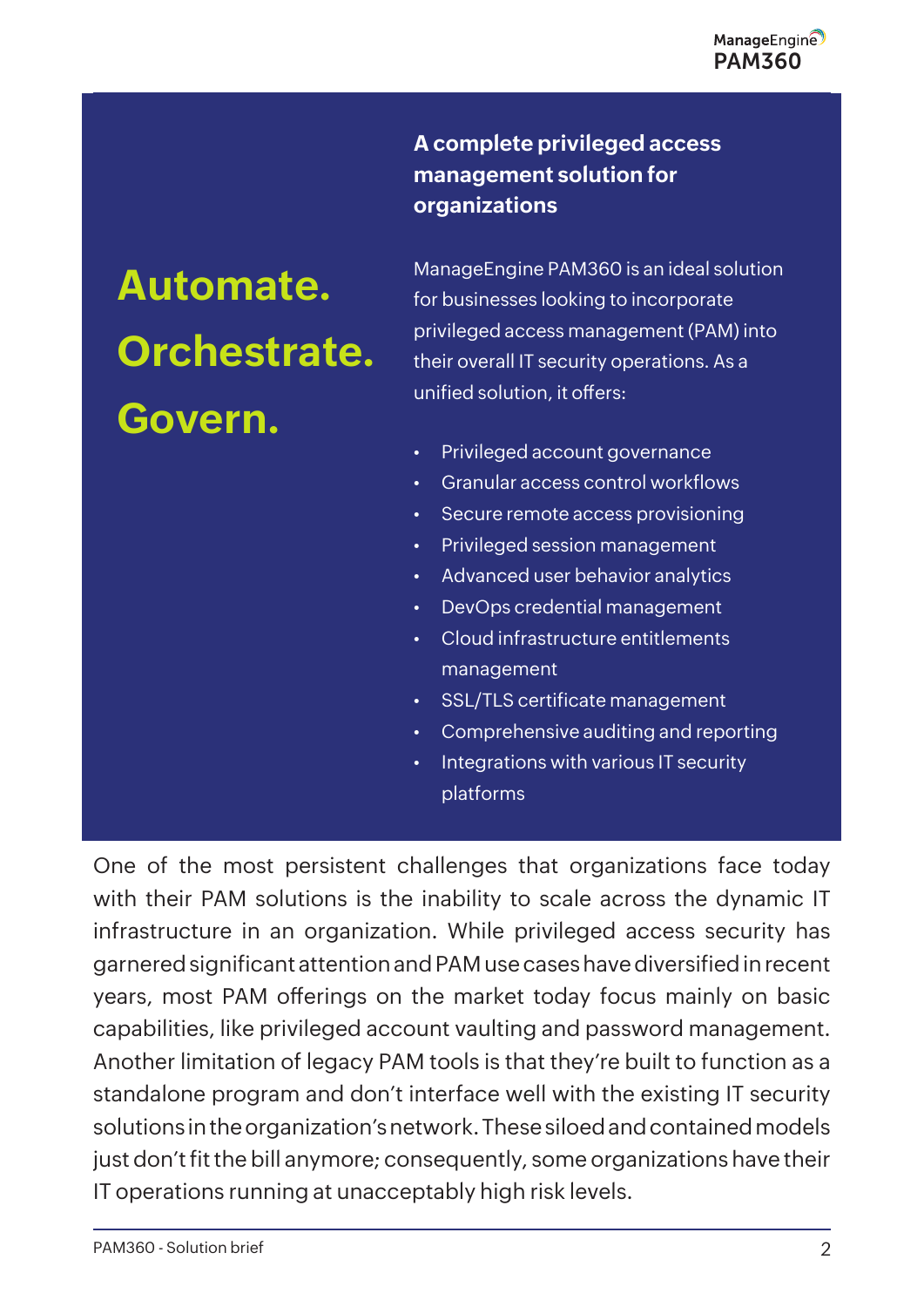# Automate. Orchestrate. Govern.

## A complete privileged access management solution for organizations

ManageEngine PAM360 is an ideal solution for businesses looking to incorporate privileged access management (PAM) into their overall IT security operations. As a unified solution, it offers:

- Privileged account governance
- Granular access control workflows
- Secure remote access provisioning
- Privileged session management
- Advanced user behavior analytics
- DevOps credential management
- Cloud infrastructure entitlements management
- SSL/TLS certificate management
- Comprehensive auditing and reporting
- Integrations with various IT security platforms

One of the most persistent challenges that organizations face today with their PAM solutions is the inability to scale across the dynamic IT infrastructure in an organization. While privileged access security has garnered significant attention and PAM use cases have diversified in recent years, most PAM offerings on the market today focus mainly on basic capabilities, like privileged account vaulting and password management. Another limitation of legacy PAM tools is that they're built to function as a standalone program and don't interface well with the existing IT security solutions in the organization's network. These siloed and contained models just don't fit the bill anymore; consequently, some organizations have their IT operations running at unacceptably high risk levels.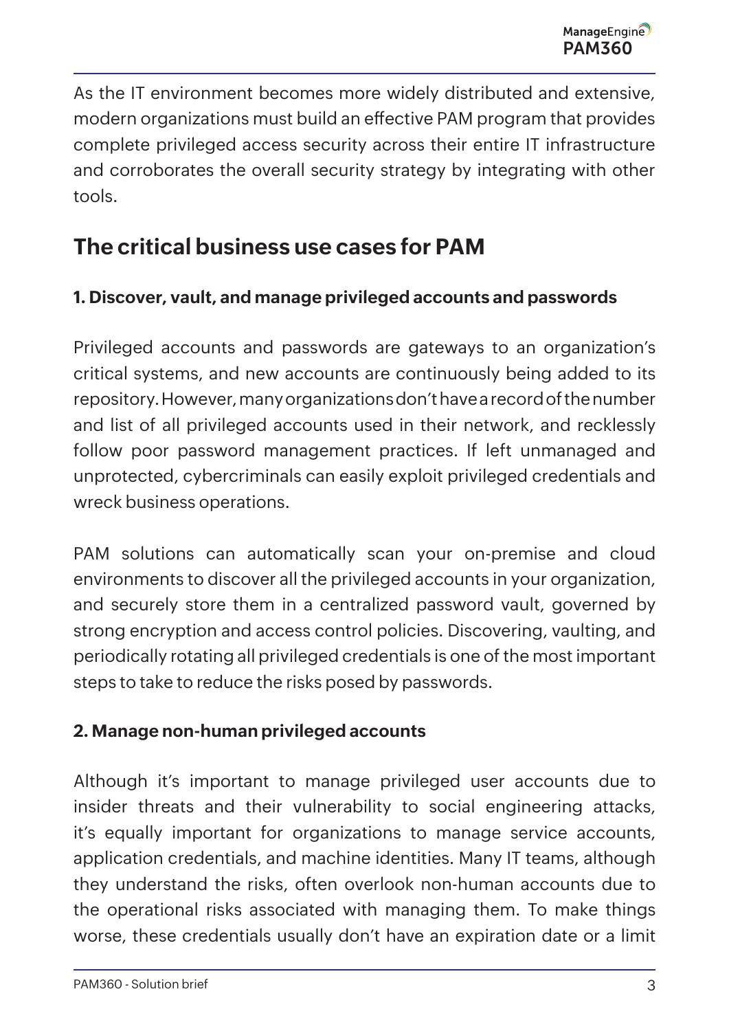As the IT environment becomes more widely distributed and extensive, modern organizations must build an effective PAM program that provides complete privileged access security across their entire IT infrastructure and corroborates the overall security strategy by integrating with other tools.

## The critical business use cases for PAM

### 1. Discover, vault, and manage privileged accounts and passwords

Privileged accounts and passwords are gateways to an organization's critical systems, and new accounts are continuously being added to its repository. However, many organizations don't have a record of the number and list of all privileged accounts used in their network, and recklessly follow poor password management practices. If left unmanaged and unprotected, cybercriminals can easily exploit privileged credentials and wreck business operations.

PAM solutions can automatically scan your on-premise and cloud environments to discover all the privileged accounts in your organization, and securely store them in a centralized password vault, governed by strong encryption and access control policies. Discovering, vaulting, and periodically rotating all privileged credentials is one of the most important steps to take to reduce the risks posed by passwords.

### 2. Manage non-human privileged accounts

Although it's important to manage privileged user accounts due to insider threats and their vulnerability to social engineering attacks, it's equally important for organizations to manage service accounts, application credentials, and machine identities. Many IT teams, although they understand the risks, often overlook non-human accounts due to the operational risks associated with managing them. To make things worse, these credentials usually don't have an expiration date or a limit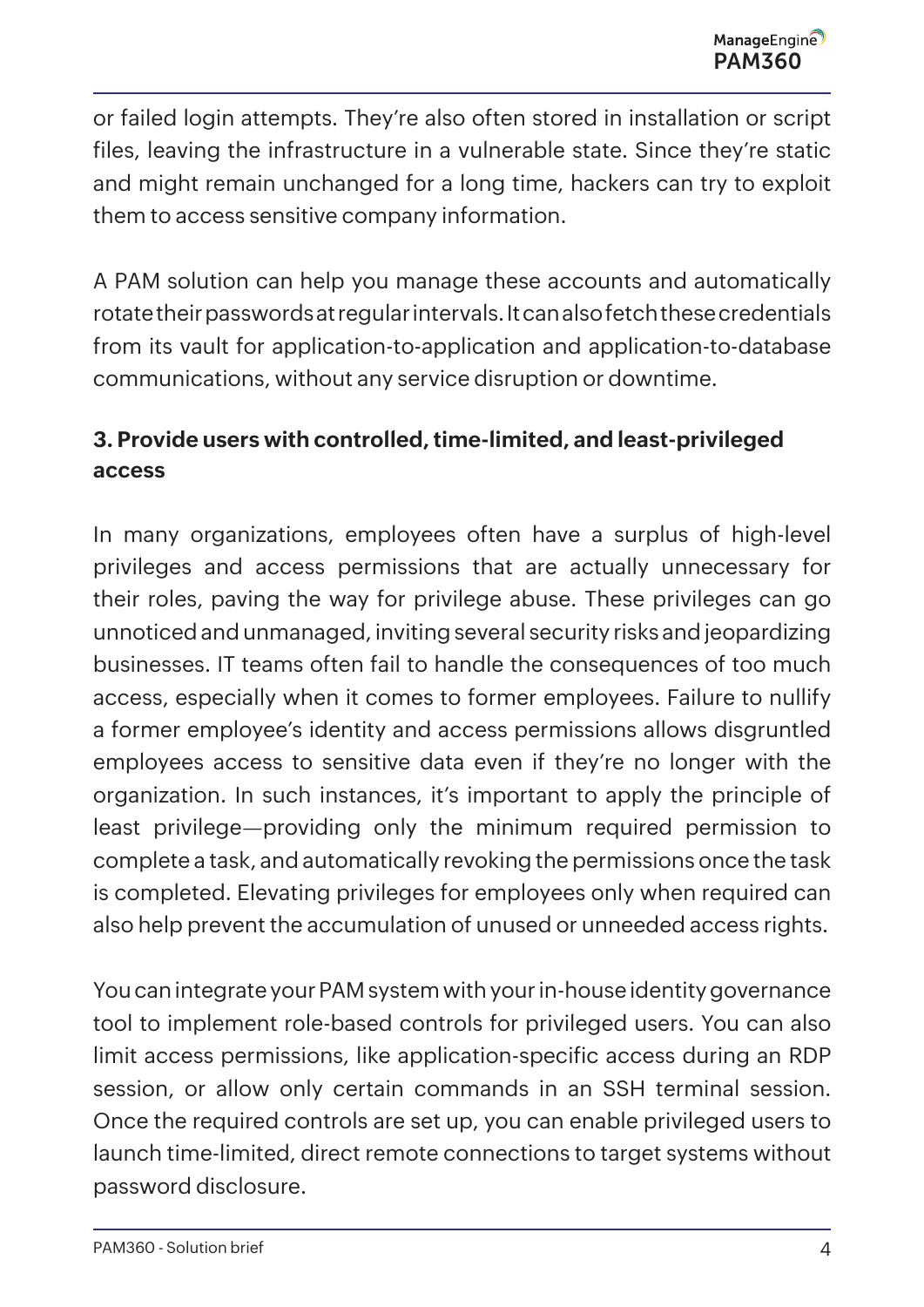or failed login attempts. They're also often stored in installation or script files, leaving the infrastructure in a vulnerable state. Since they're static and might remain unchanged for a long time, hackers can try to exploit them to access sensitive company information.

A PAM solution can help you manage these accounts and automatically rotate their passwords at regular intervals. It can also fetch these credentials from its vault for application-to-application and application-to-database communications, without any service disruption or downtime.

### 3. Provide users with controlled, time-limited, and least-privileged access

In many organizations, employees often have a surplus of high-level privileges and access permissions that are actually unnecessary for their roles, paving the way for privilege abuse. These privileges can go unnoticed and unmanaged, inviting several security risks and jeopardizing businesses. IT teams often fail to handle the consequences of too much access, especially when it comes to former employees. Failure to nullify a former employee's identity and access permissions allows disgruntled employees access to sensitive data even if they're no longer with the organization. In such instances, it's important to apply the principle of least privilege—providing only the minimum required permission to complete a task, and automatically revoking the permissions once the task is completed. Elevating privileges for employees only when required can also help prevent the accumulation of unused or unneeded access rights.

You can integrate your PAM system with your in-house identity governance tool to implement role-based controls for privileged users. You can also limit access permissions, like application-specific access during an RDP session, or allow only certain commands in an SSH terminal session. Once the required controls are set up, you can enable privileged users to launch time-limited, direct remote connections to target systems without password disclosure.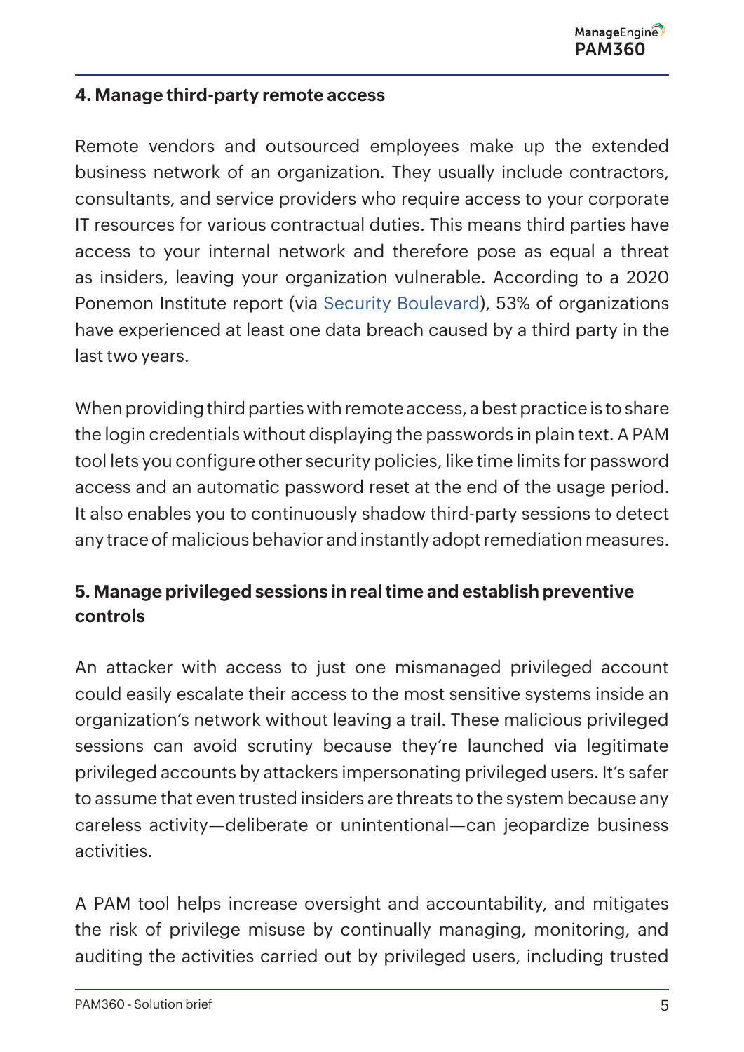#### 4. Manage third-party remote access

Remote vendors and outsourced employees make up the extended business network of an organization. They usually include contractors, consultants, and service providers who require access to your corporate IT resources for various contractual duties. This means third parties have access to your internal network and therefore pose as equal a threat as insiders, leaving your organization vulnerable. According to a 2020 Ponemon Institute report (via Security Boulevard), 53% of organizations have experienced at least one data breach caused by a third party in the last two years.

When providing third parties with remote access, a best practice is to share the login credentials without displaying the passwords in plain text. A PAM tool lets you configure other security policies, like time limits for password access and an automatic password reset at the end of the usage period. It also enables you to continuously shadow third-party sessions to detect any trace of malicious behavior and instantly adopt remediation measures.

#### 5. Manage privileged sessions in real time and establish preventive controls

An attacker with access to just one mismanaged privileged account could easily escalate their access to the most sensitive systems inside an organization's network without leaving a trail. These malicious privileged sessions can avoid scrutiny because they're launched via legitimate privileged accounts by attackers impersonating privileged users. It's safer to assume that even trusted insiders are threats to the system because any careless activity—deliberate or unintentional—can jeopardize business activities.

A PAM tool helps increase oversight and accountability, and mitigates the risk of privilege misuse by continually managing, monitoring, and auditing the activities carried out by privileged users, including trusted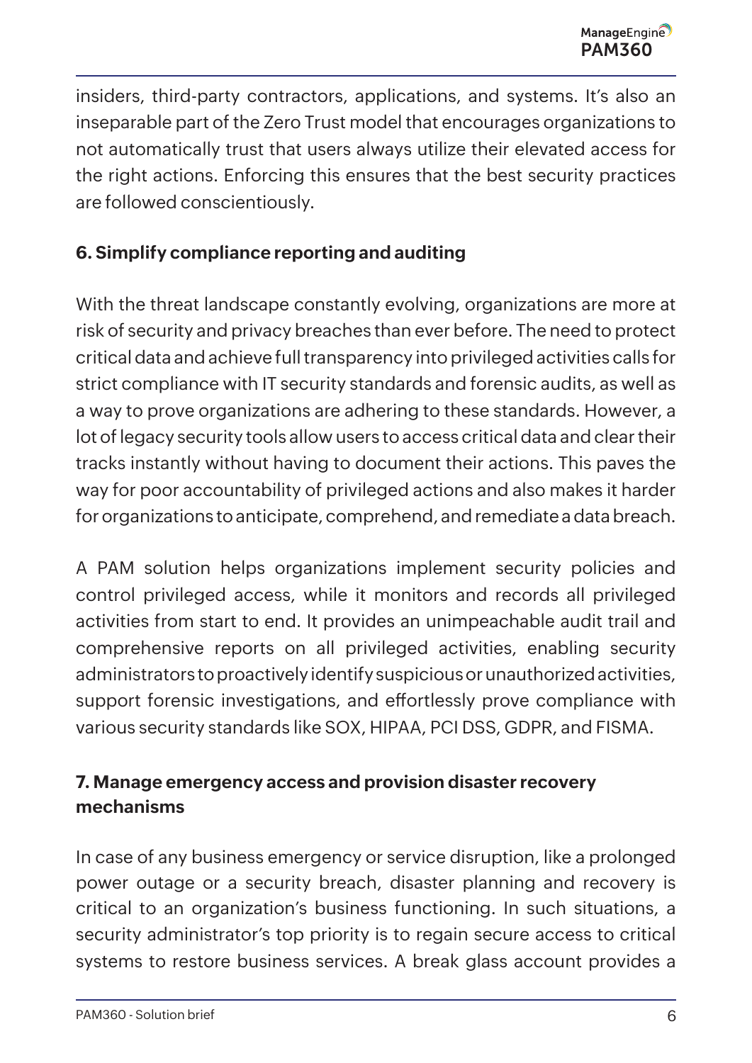insiders, third-party contractors, applications, and systems. It's also an inseparable part of the Zero Trust model that encourages organizations to not automatically trust that users always utilize their elevated access for the right actions. Enforcing this ensures that the best security practices are followed conscientiously.

**6. Simplify compliance reporting and auditing**

With the threat landscape constantly evolving, organizations are more at risk of security and privacy breaches than ever before. The need to protect critical data and achieve full transparency into privileged activities calls for strict compliance with IT security standards and forensic audits, as well as a way to prove organizations are adhering to these standards. However, a lot of legacy security tools allow users to access critical data and clear their tracks instantly without having to document their actions. This paves the way for poor accountability of privileged actions and also makes it harder for organizations to anticipate, comprehend, and remediate a data breach.

A PAM solution helps organizations implement security policies and control privileged access, while it monitors and records all privileged activities from start to end. It provides an unimpeachable audit trail and comprehensive reports on all privileged activities, enabling security administrators to proactively identify suspicious or unauthorized activities, support forensic investigations, and effortlessly prove compliance with various security standards like SOX, HIPAA, PCI DSS, GDPR, and FISMA.

**7. Manage emergency access and provision disaster recovery mechanisms**

In case of any business emergency or service disruption, like a prolonged power outage or a security breach, disaster planning and recovery is critical to an organization's business functioning. In such situations, a security administrator's top priority is to regain secure access to critical systems to restore business services. A break glass account provides a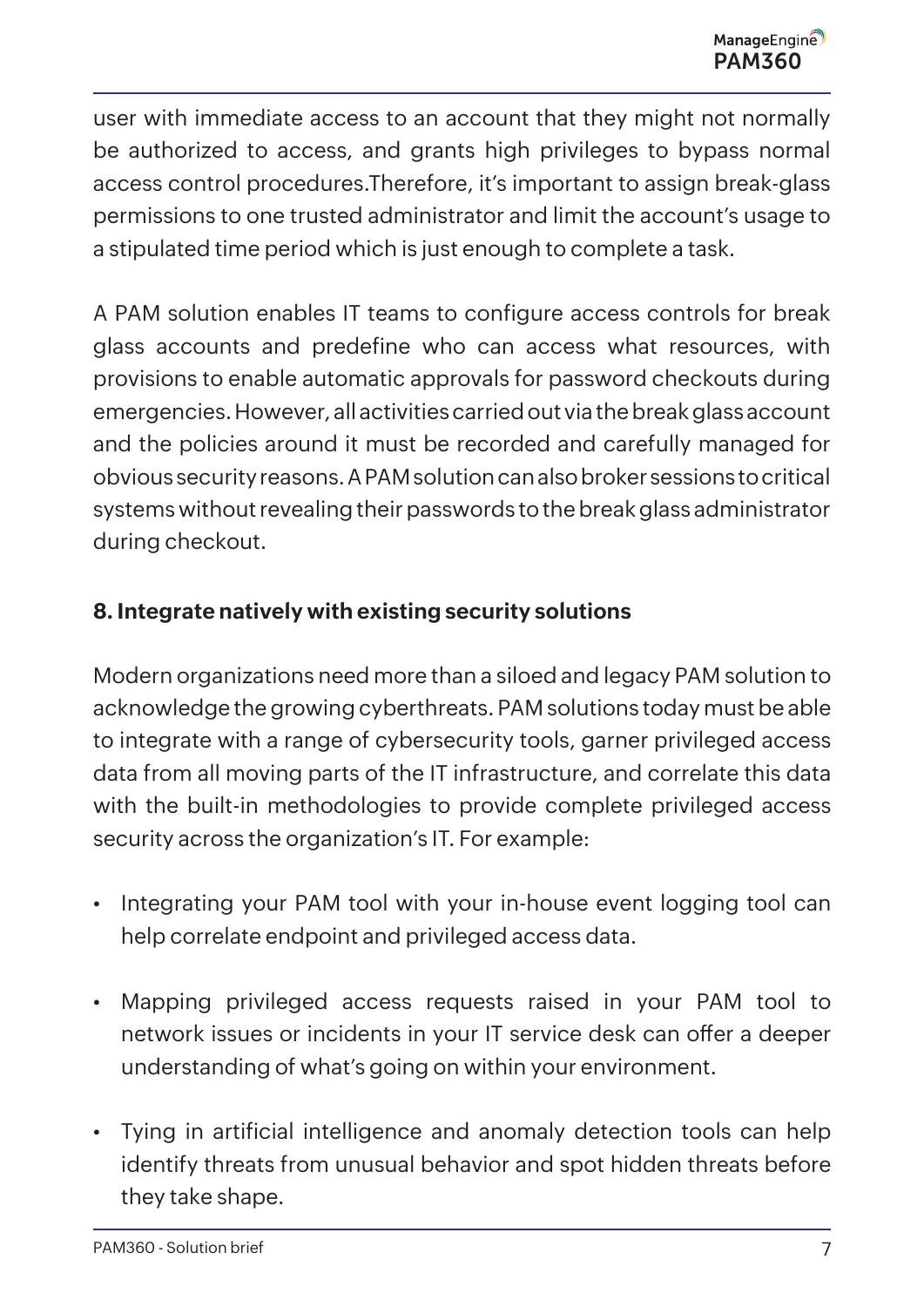user with immediate access to an account that they might not normally be authorized to access, and grants high privileges to bypass normal access control procedures.Therefore, it's important to assign break-glass permissions to one trusted administrator and limit the account's usage to a stipulated time period which is just enough to complete a task.

A PAM solution enables IT teams to configure access controls for break glass accounts and predefine who can access what resources, with provisions to enable automatic approvals for password checkouts during emergencies. However, all activities carried out via the break glass account and the policies around it must be recorded and carefully managed for obvious security reasons. A PAM solution can also broker sessions to critical systems without revealing their passwords to the break glass administrator during checkout.

**8. Integrate natively with existing security solutions**

Modern organizations need more than a siloed and legacy PAM solution to acknowledge the growing cyberthreats. PAM solutions today must be able to integrate with a range of cybersecurity tools, garner privileged access data from all moving parts of the IT infrastructure, and correlate this data with the built-in methodologies to provide complete privileged access security across the organization's IT. For example:

- Integrating your PAM tool with your in-house event logging tool can help correlate endpoint and privileged access data.
- Mapping privileged access requests raised in your PAM tool to network issues or incidents in your IT service desk can offer a deeper understanding of what's going on within your environment.
- Tying in artificial intelligence and anomaly detection tools can help identify threats from unusual behavior and spot hidden threats before they take shape.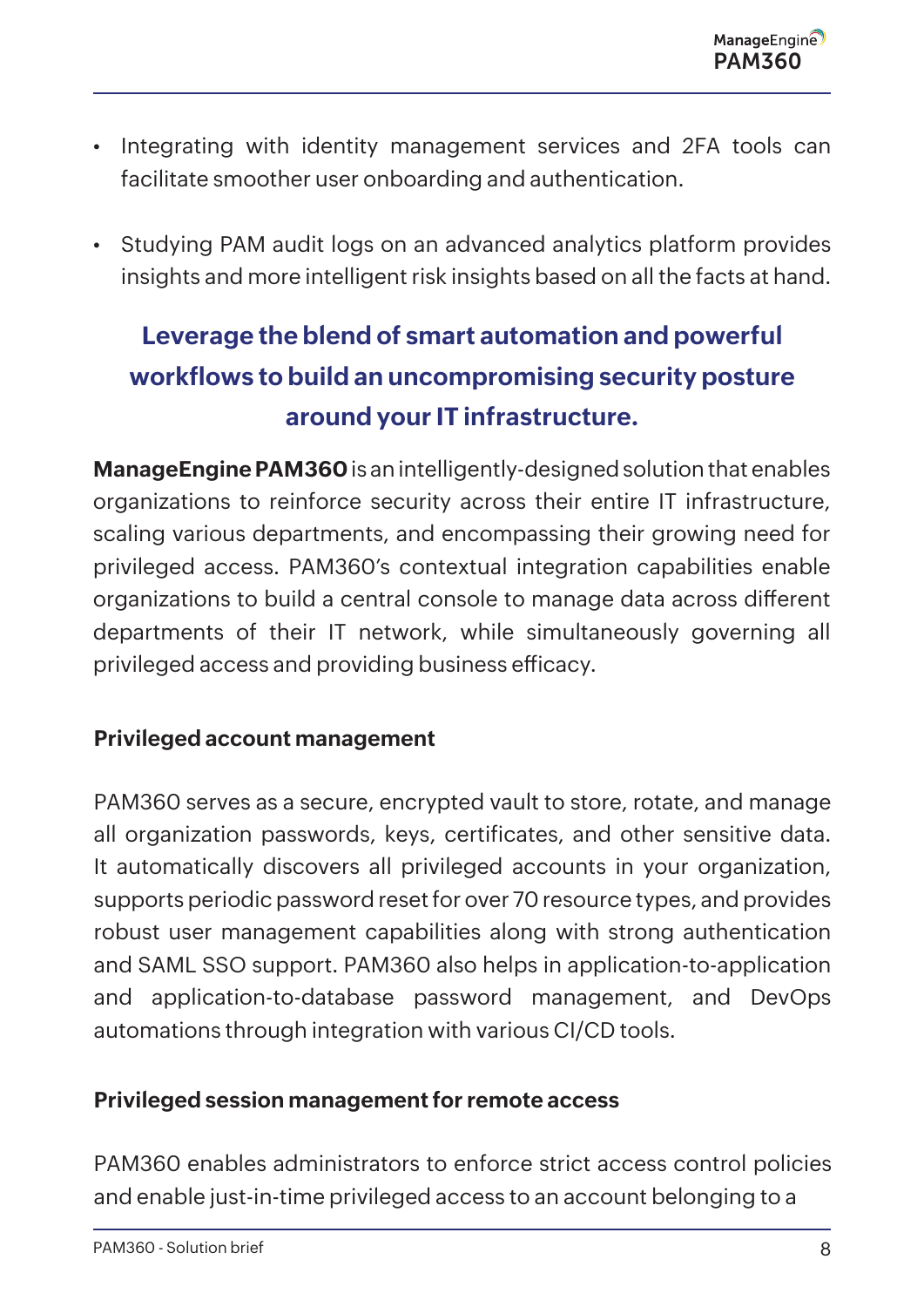- Integrating with identity management services and 2FA tools can facilitate smoother user onboarding and authentication.
- Studying PAM audit logs on an advanced analytics platform provides insights and more intelligent risk insights based on all the facts at hand.

## Leverage the blend of smart automation and powerful workflows to build an uncompromising security posture around your IT infrastructure.

**ManageEngine PAM360** is an intelligently-designed solution that enables organizations to reinforce security across their entire IT infrastructure, scaling various departments, and encompassing their growing need for privileged access. PAM360's contextual integration capabilities enable organizations to build a central console to manage data across different departments of their IT network, while simultaneously governing all privileged access and providing business efficacy.

### Privileged account management

PAM360 serves as a secure, encrypted vault to store, rotate, and manage all organization passwords, keys, certificates, and other sensitive data. It automatically discovers all privileged accounts in your organization, supports periodic password reset for over 70 resource types, and provides robust user management capabilities along with strong authentication and SAML SSO support. PAM360 also helps in application-to-application and application-to-database password management, and DevOps automations through integration with various CI/CD tools.

### Privileged session management for remote access

PAM360 enables administrators to enforce strict access control policies and enable just-in-time privileged access to an account belonging to a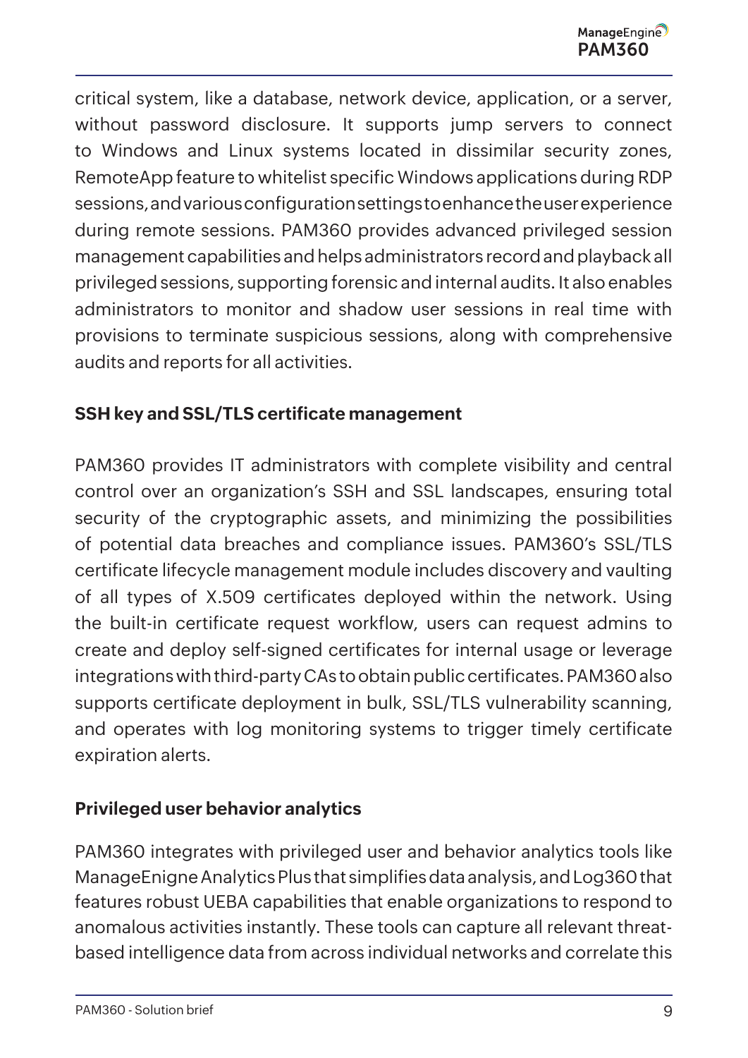critical system, like a database, network device, application, or a server, without password disclosure. It supports jump servers to connect to Windows and Linux systems located in dissimilar security zones, RemoteApp feature to whitelist specific Windows applications during RDP sessions, and various configuration settings to enhance the user experience during remote sessions. PAM360 provides advanced privileged session management capabilities and helps administrators record and playback all privileged sessions, supporting forensic and internal audits. It also enables administrators to monitor and shadow user sessions in real time with provisions to terminate suspicious sessions, along with comprehensive audits and reports for all activities.

**SSH key and SSL/TLS certificate management**

PAM360 provides IT administrators with complete visibility and central control over an organization's SSH and SSL landscapes, ensuring total security of the cryptographic assets, and minimizing the possibilities of potential data breaches and compliance issues. PAM360's SSL/TLS certificate lifecycle management module includes discovery and vaulting of all types of X.509 certificates deployed within the network. Using the built-in certificate request workflow, users can request admins to create and deploy self-signed certificates for internal usage or leverage integrations with third-party CAs to obtain public certificates. PAM360 also supports certificate deployment in bulk, SSL/TLS vulnerability scanning, and operates with log monitoring systems to trigger timely certificate expiration alerts.

**Privileged user behavior analytics**

PAM360 integrates with privileged user and behavior analytics tools like ManageEnigne Analytics Plus that simplifies data analysis, and Log360 that features robust UEBA capabilities that enable organizations to respond to anomalous activities instantly. These tools can capture all relevant threat-based intelligence data from across individual networks and correlate this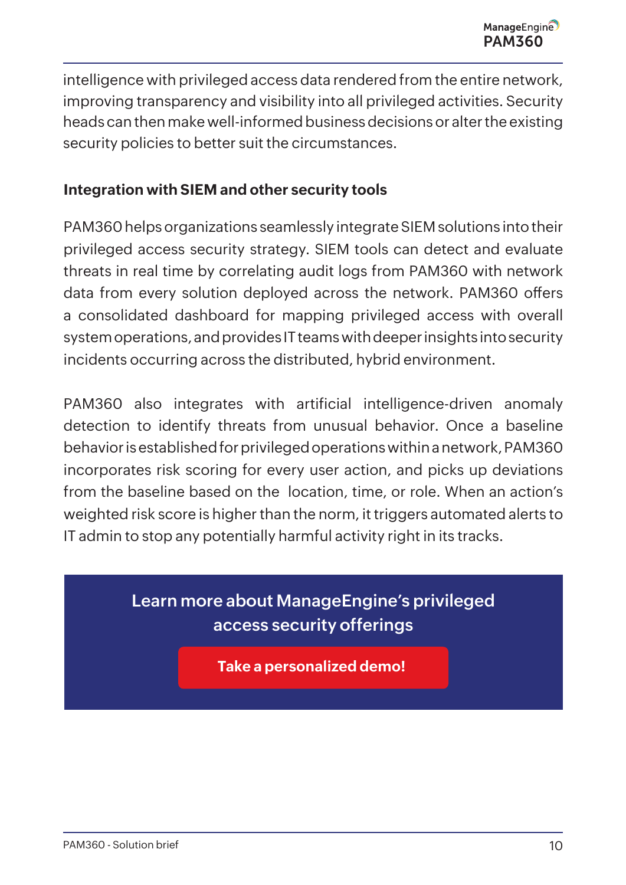intelligence with privileged access data rendered from the entire network, improving transparency and visibility into all privileged activities. Security heads can then make well-informed business decisions or alter the existing security policies to better suit the circumstances.

**Integration with SIEM and other security tools**

PAM360 helps organizations seamlessly integrate SIEM solutions into their privileged access security strategy. SIEM tools can detect and evaluate threats in real time by correlating audit logs from PAM360 with network data from every solution deployed across the network. PAM360 offers a consolidated dashboard for mapping privileged access with overall system operations, and provides IT teams with deeper insights into security incidents occurring across the distributed, hybrid environment.

PAM360 also integrates with artificial intelligence-driven anomaly detection to identify threats from unusual behavior. Once a baseline behavior is established for privileged operations within a network, PAM360 incorporates risk scoring for every user action, and picks up deviations from the baseline based on the location, time, or role. When an action's weighted risk score is higher than the norm, it triggers automated alerts to IT admin to stop any potentially harmful activity right in its tracks.

**Learn more about ManageEngine's privileged access security offerings**

**Take a personalized demo!**